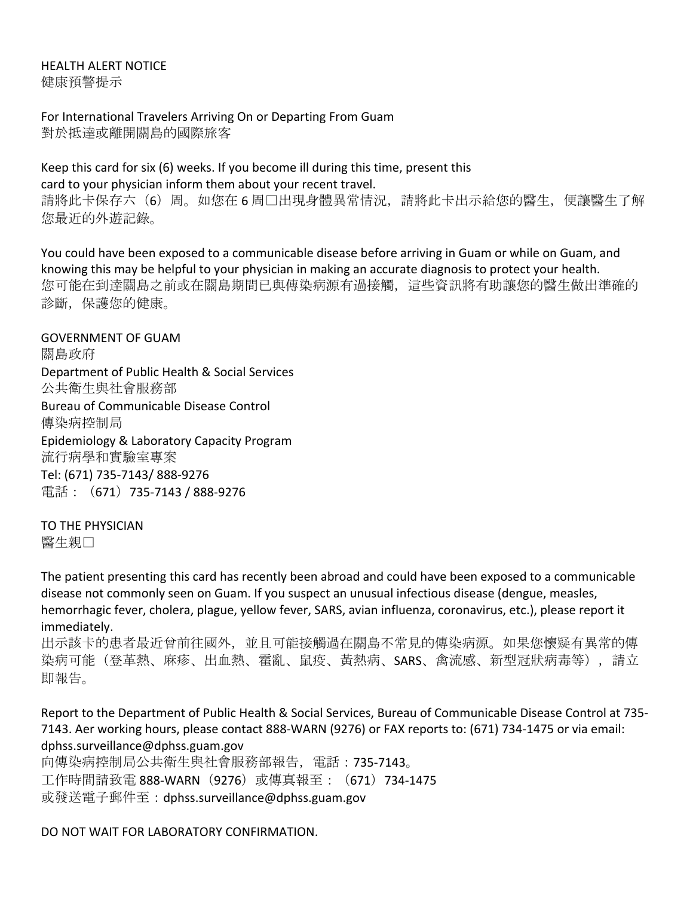HEALTH ALERT NOTICE
健康預警提示

For International Travelers Arriving On or Departing From Guam
對於抵達或離開關島的國際旅客

Keep this card for six (6) weeks. If you become ill during this time, present this card to your physician inform them about your recent travel.
請將此卡保存六（6）周。如您在 6 周□出現身體異常情況，請將此卡出示給您的醫生，便讓醫生了解您最近的外遊記錄。

You could have been exposed to a communicable disease before arriving in Guam or while on Guam, and knowing this may be helpful to your physician in making an accurate diagnosis to protect your health.
您可能在到達關島之前或在關島期間已與傳染病源有過接觸，這些資訊將有助讓您的醫生做出準確的診斷，保護您的健康。

GOVERNMENT OF GUAM
關島政府
Department of Public Health & Social Services
公共衛生與社會服務部
Bureau of Communicable Disease Control
傳染病控制局
Epidemiology & Laboratory Capacity Program
流行病學和實驗室專案
Tel: (671) 735-7143/ 888-9276
電話：（671）735-7143 / 888-9276

TO THE PHYSICIAN
醫生親□

The patient presenting this card has recently been abroad and could have been exposed to a communicable disease not commonly seen on Guam. If you suspect an unusual infectious disease (dengue, measles, hemorrhagic fever, cholera, plague, yellow fever, SARS, avian influenza, coronavirus, etc.), please report it immediately.
出示該卡的患者最近曾前往國外，並且可能接觸過在關島不常見的傳染病源。如果您懷疑有異常的傳染病可能（登革熱、麻疹、出血熱、霍亂、鼠疫、黃熱病、SARS、禽流感、新型冠狀病毒等），請立即報告。

Report to the Department of Public Health & Social Services, Bureau of Communicable Disease Control at 735-7143. Aer working hours, please contact 888-WARN (9276) or FAX reports to: (671) 734-1475 or via email: dphss.surveillance@dphss.guam.gov
向傳染病控制局公共衛生與社會服務部報告，電話：735-7143。
工作時間請致電 888-WARN（9276）或傳真報至：（671）734-1475
或發送電子郵件至：dphss.surveillance@dphss.guam.gov

DO NOT WAIT FOR LABORATORY CONFIRMATION.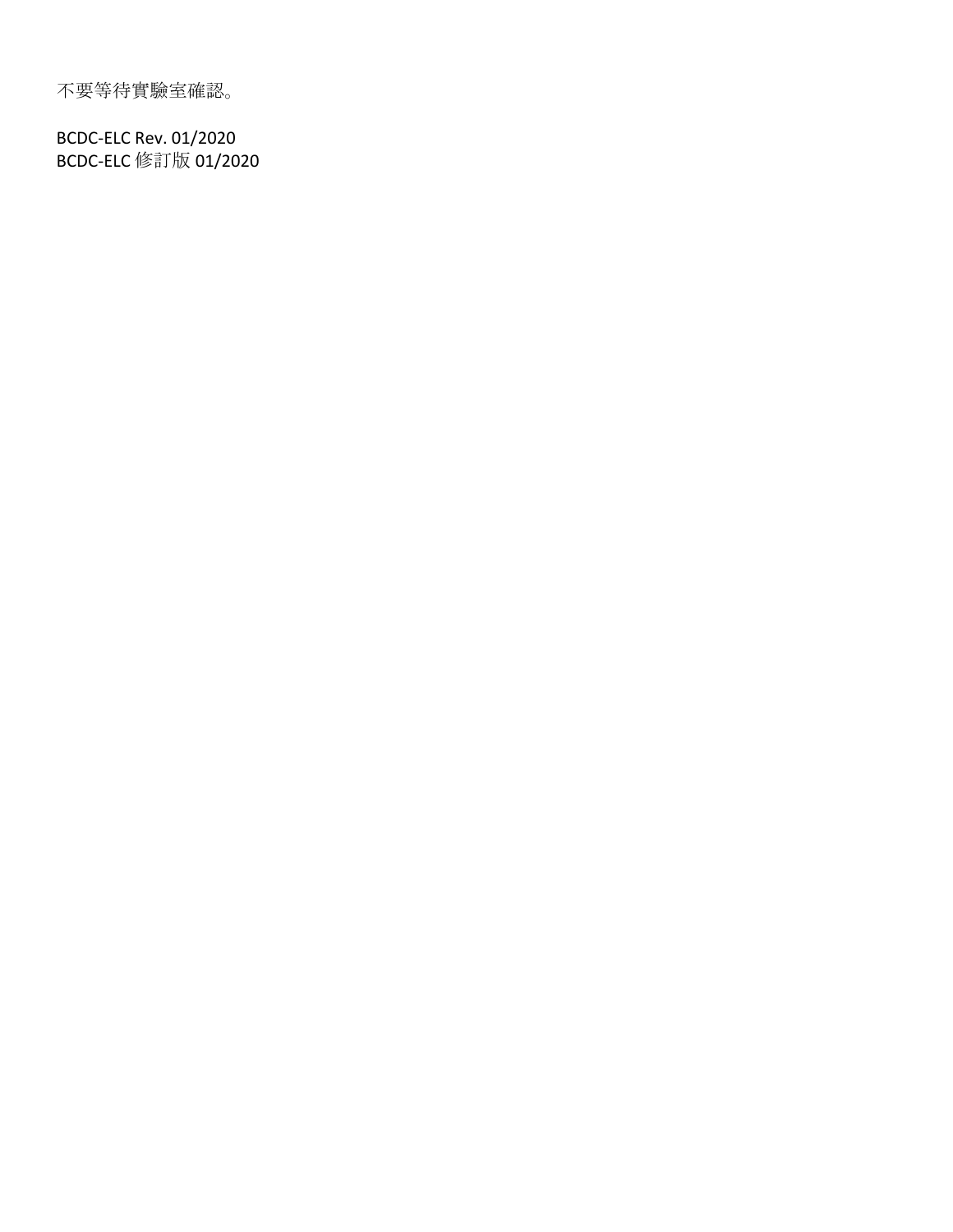不要等待實驗室確認。

BCDC-ELC Rev. 01/2020
BCDC-ELC 修訂版 01/2020